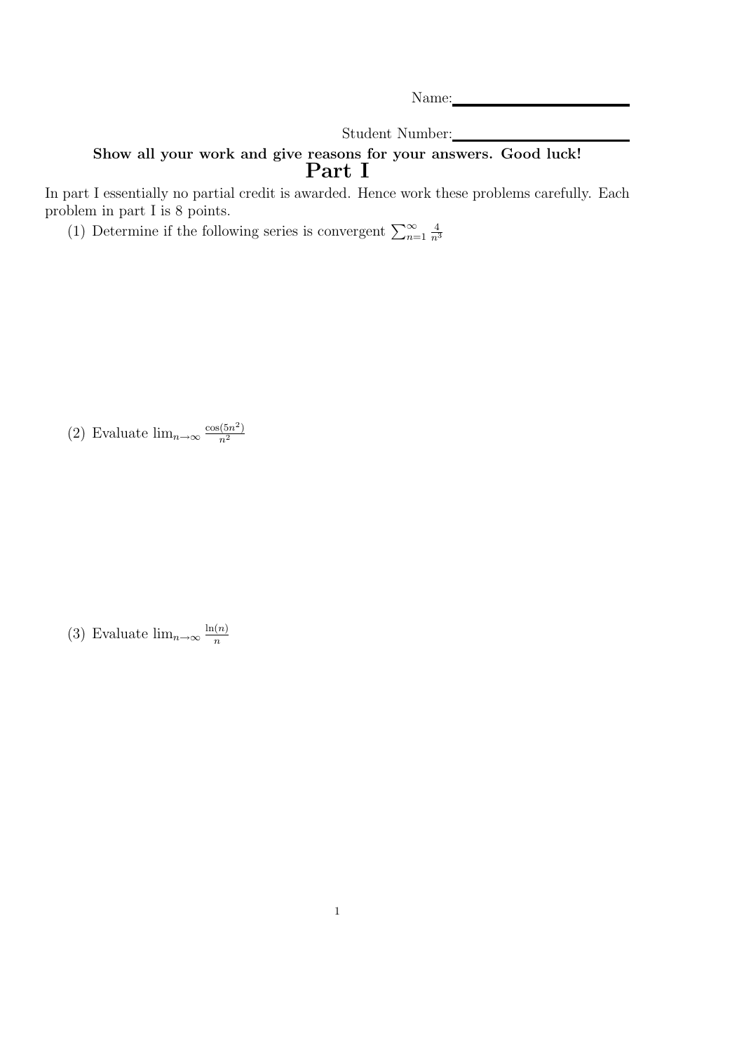Name:\_\_\_\_\_\_\_\_\_\_\_\_\_\_\_\_\_\_\_\_

Student Number:\_\_\_\_\_\_\_\_\_\_\_\_\_\_\_\_\_\_\_\_

**Show all your work and give reasons for your answers. Good luck!**

# Part I

In part I essentially no partial credit is awarded. Hence work these problems carefully. Each problem in part I is 8 points.

(1) Determine if the following series is convergent $\sum_{n=1}^{\infty} \frac{4}{n^3}$

(2) Evaluate $\lim_{n\to\infty} \frac{\cos(5n^2)}{n^2}$

(3) Evaluate $\lim_{n\to\infty} \frac{\ln(n)}{n}$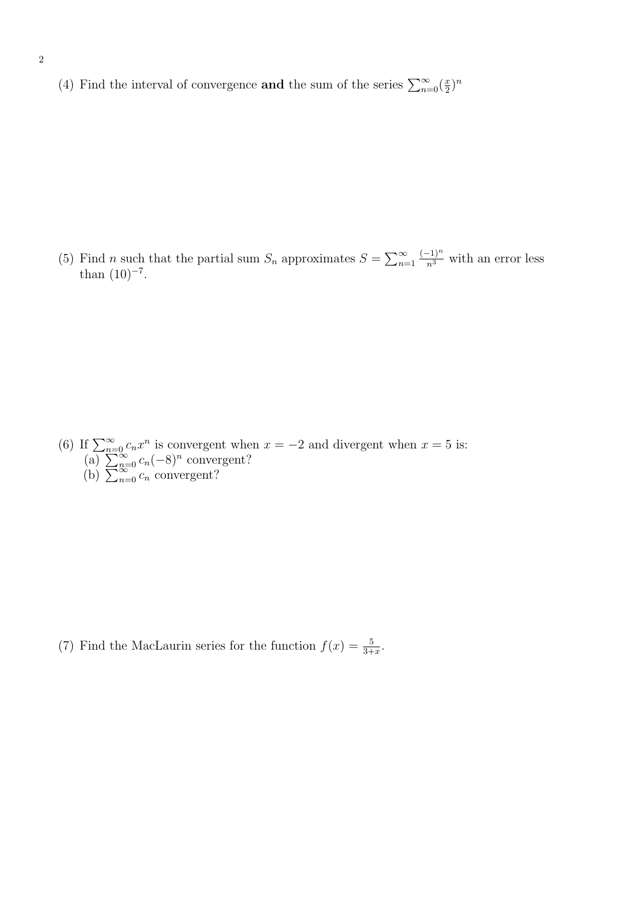(4) Find the interval of convergence **and** the sum of the series $\sum_{n=0}^{\infty}(\frac{x}{2})^n$

(5) Find $n$ such that the partial sum $S_n$ approximates $S = \sum_{n=1}^{\infty} \frac{(-1)^n}{n^3}$ with an error less than $(10)^{-7}$.

(6) If $\sum_{n=0}^{\infty} c_n x^n$ is convergent when $x = -2$ and divergent when $x = 5$ is:
(a) $\sum_{n=0}^{\infty} c_n(-8)^n$ convergent?
(b) $\sum_{n=0}^{\infty} c_n$ convergent?

(7) Find the MacLaurin series for the function $f(x) = \frac{5}{3+x}$.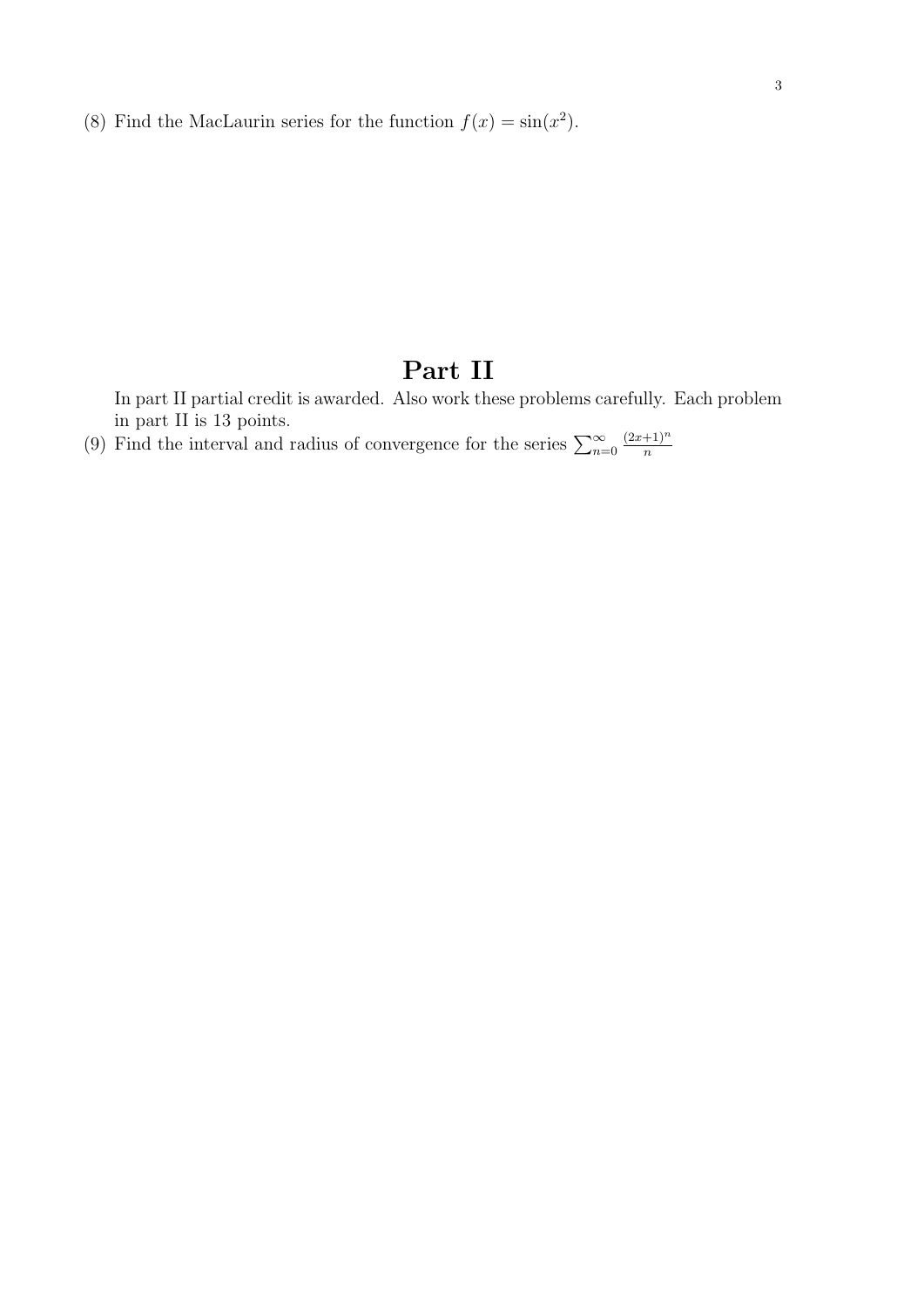(8) Find the MacLaurin series for the function $f(x) = \sin(x^2)$.

# Part II

In part II partial credit is awarded. Also work these problems carefully. Each problem in part II is 13 points.

(9) Find the interval and radius of convergence for the series $\sum_{n=0}^{\infty} \frac{(2x+1)^n}{n}$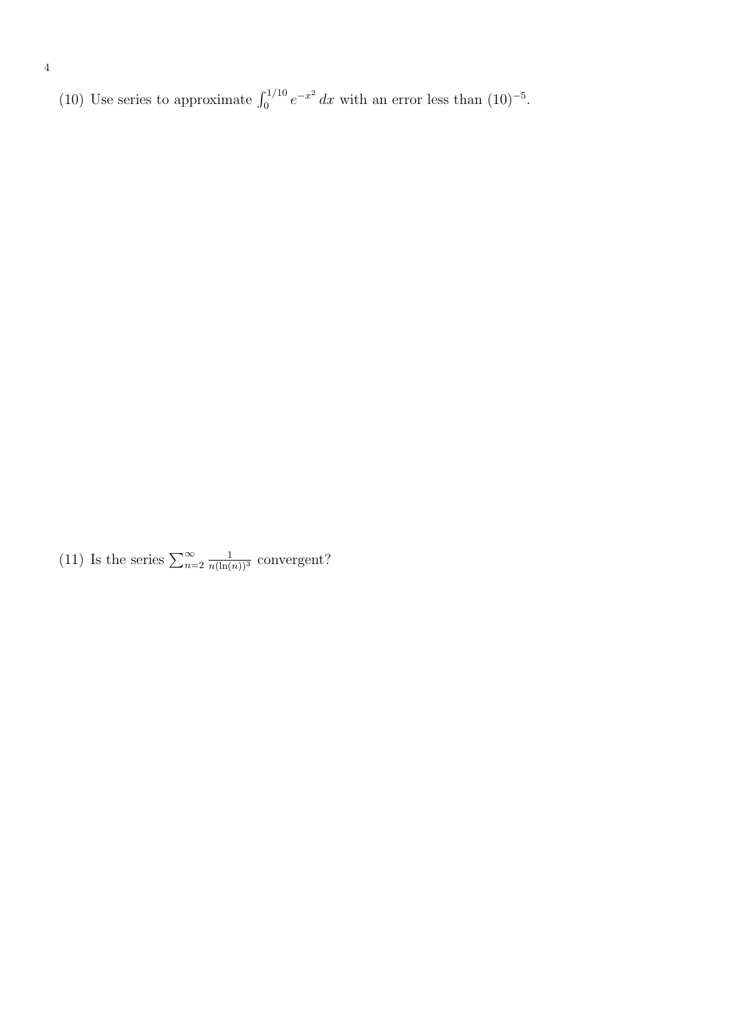(10) Use series to approximate $\int_0^{1/10} e^{-x^2}\, dx$ with an error less than $(10)^{-5}$.

(11) Is the series $\sum_{n=2}^{\infty} \frac{1}{n(\ln(n))^3}$ convergent?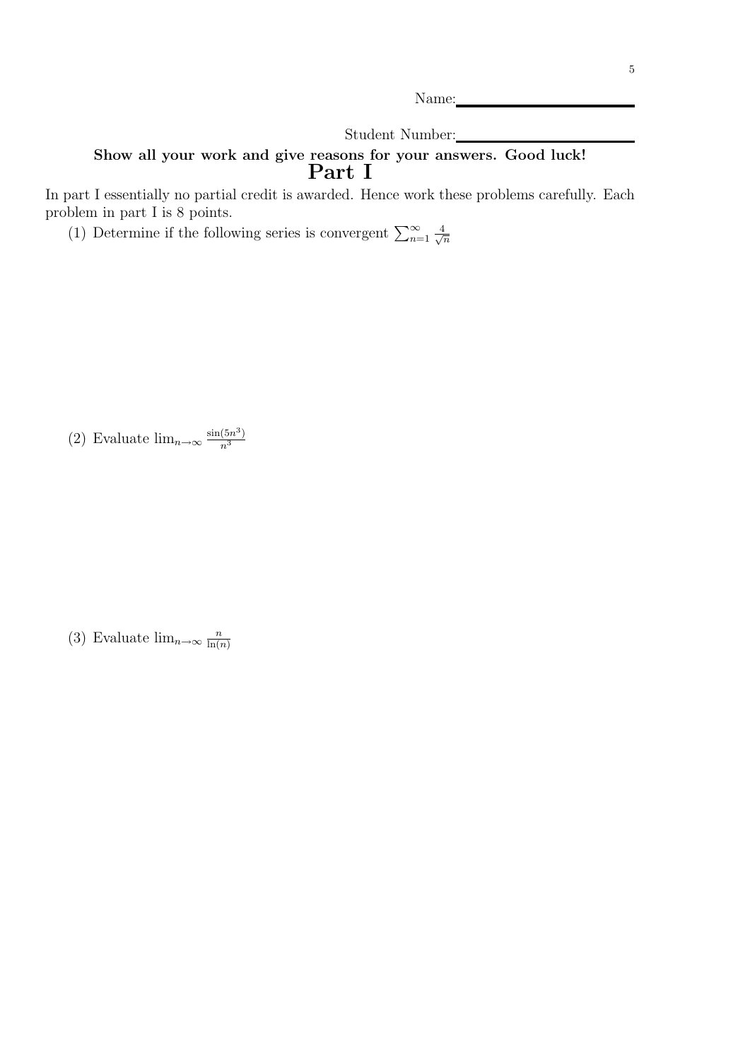Name:\_\_\_\_\_\_\_\_\_\_\_\_\_\_\_\_\_\_\_\_

Student Number:\_\_\_\_\_\_\_\_\_\_\_\_\_\_\_\_\_\_\_\_

**Show all your work and give reasons for your answers. Good luck!**

# Part I

In part I essentially no partial credit is awarded. Hence work these problems carefully. Each problem in part I is 8 points.

(1) Determine if the following series is convergent $\sum_{n=1}^{\infty} \frac{4}{\sqrt{n}}$

(2) Evaluate $\lim_{n\to\infty} \frac{\sin(5n^3)}{n^3}$

(3) Evaluate $\lim_{n\to\infty} \frac{n}{\ln(n)}$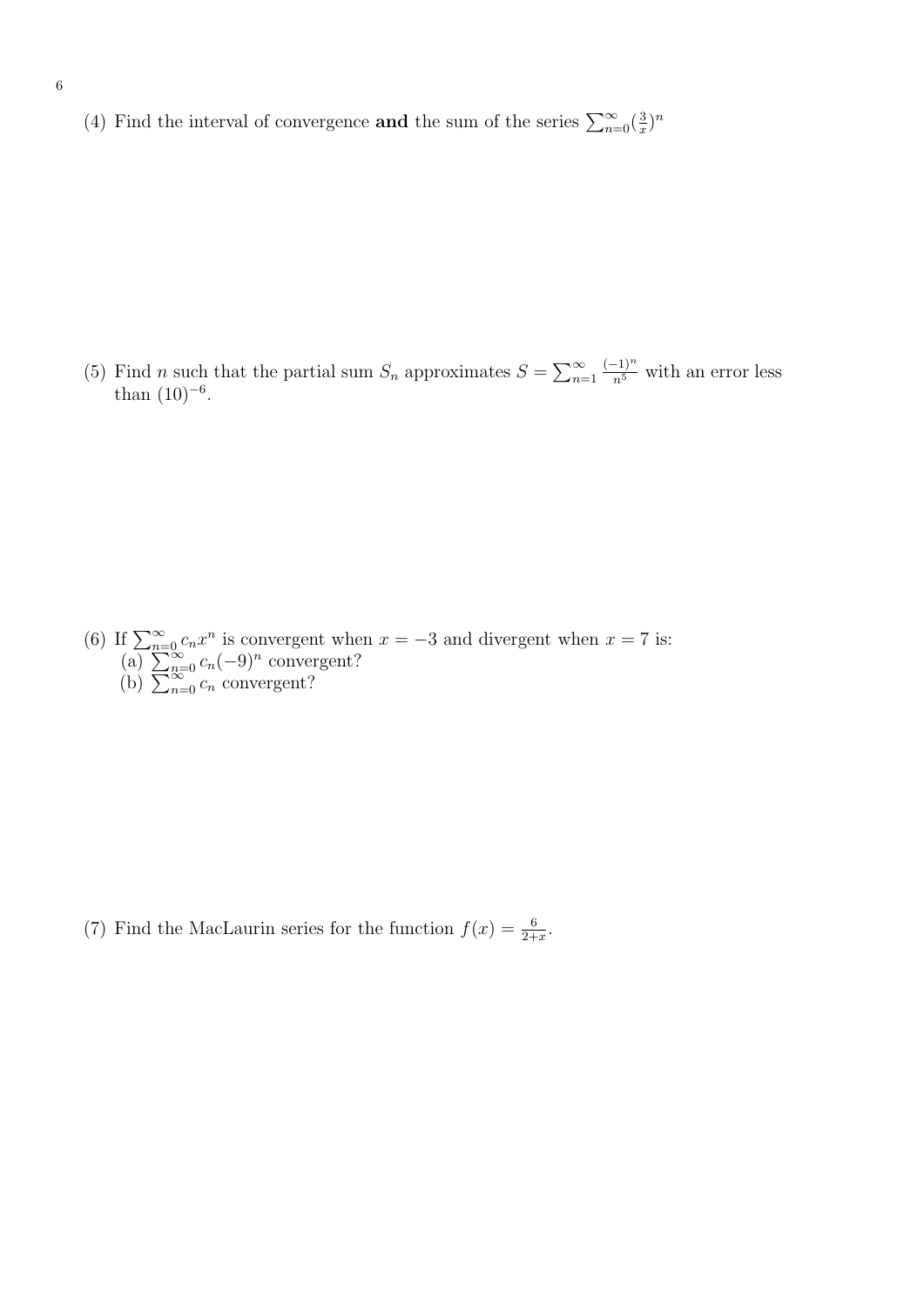(4) Find the interval of convergence **and** the sum of the series $\sum_{n=0}^{\infty}(\frac{3}{x})^n$

(5) Find $n$ such that the partial sum $S_n$ approximates $S = \sum_{n=1}^{\infty} \frac{(-1)^n}{n^5}$ with an error less than $(10)^{-6}$.

(6) If $\sum_{n=0}^{\infty} c_n x^n$ is convergent when $x = -3$ and divergent when $x = 7$ is:
(a) $\sum_{n=0}^{\infty} c_n(-9)^n$ convergent?
(b) $\sum_{n=0}^{\infty} c_n$ convergent?

(7) Find the MacLaurin series for the function $f(x) = \frac{6}{2+x}$.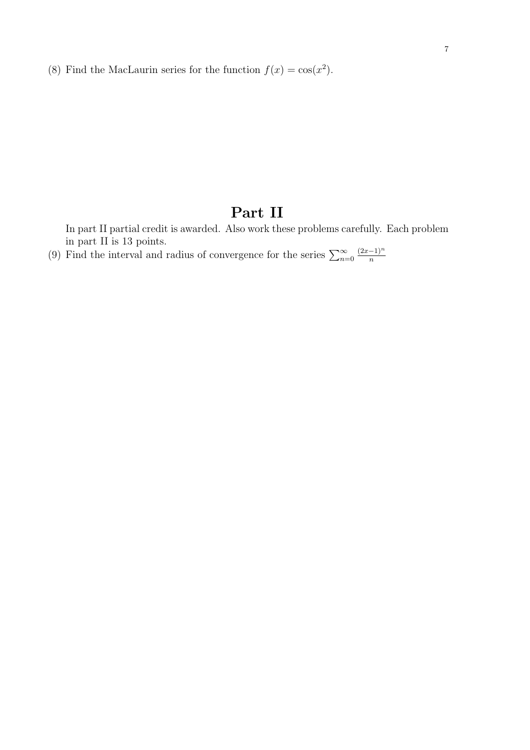(8) Find the MacLaurin series for the function $f(x) = \cos(x^2)$.

# Part II

In part II partial credit is awarded. Also work these problems carefully. Each problem in part II is 13 points.

(9) Find the interval and radius of convergence for the series $\sum_{n=0}^{\infty} \frac{(2x-1)^n}{n}$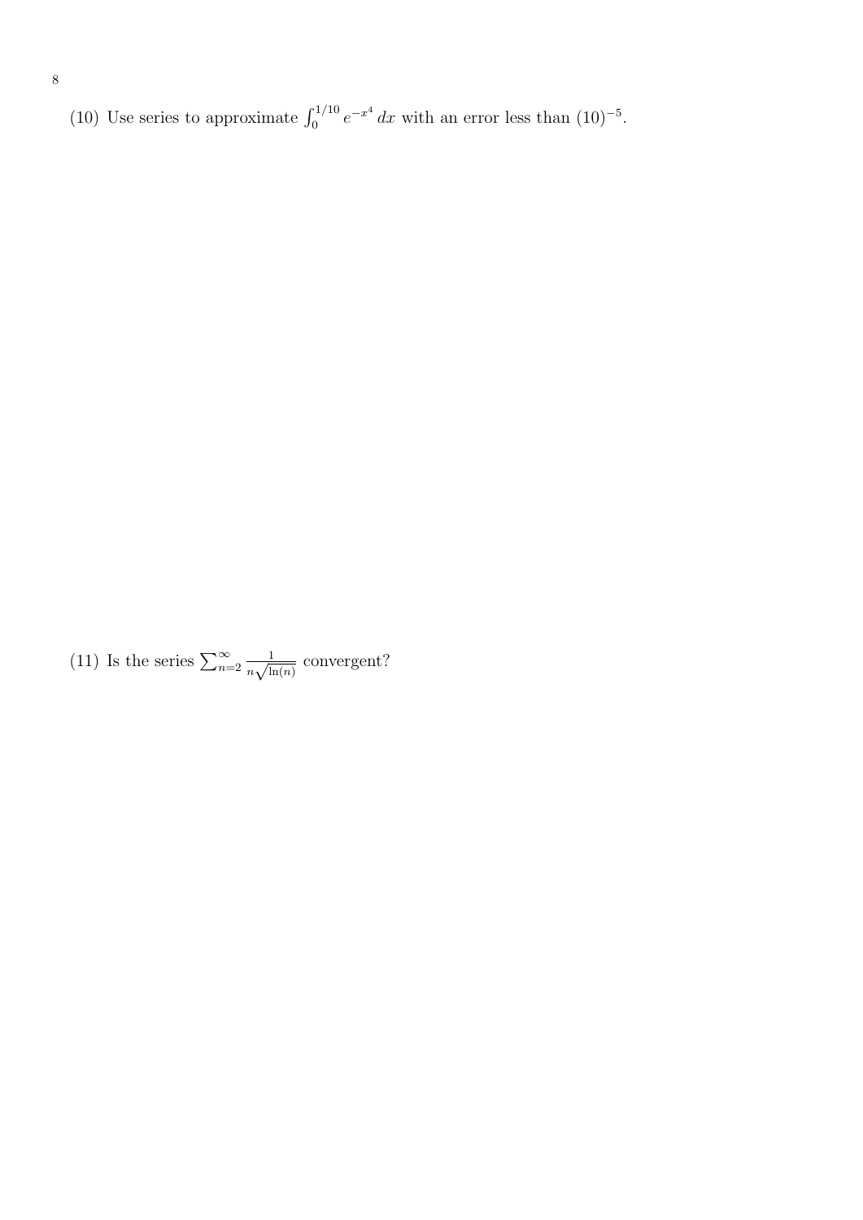(10) Use series to approximate $\int_0^{1/10} e^{-x^4}\, dx$ with an error less than $(10)^{-5}$.

(11) Is the series $\sum_{n=2}^{\infty} \frac{1}{n\sqrt{\ln(n)}}$ convergent?